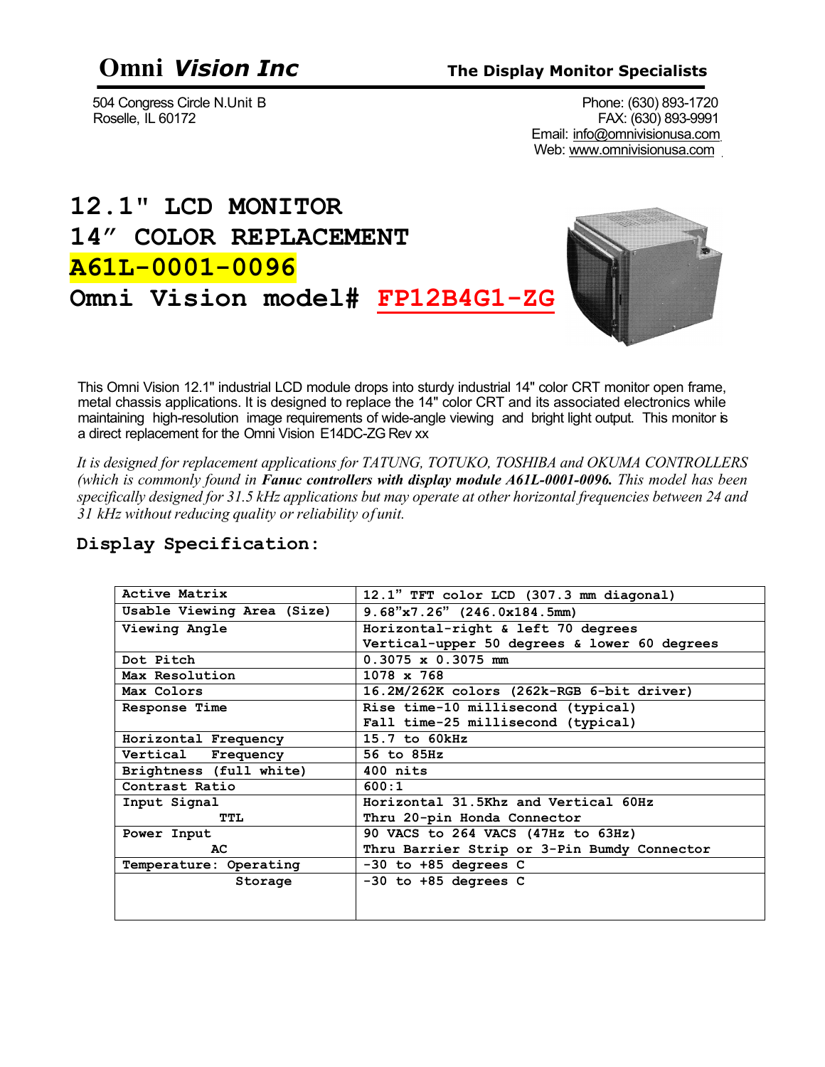# Omni *Vision Inc*

**The Display Monitor Specialists**

504 Congress Circle N.Unit B
Roselle, IL 60172

Phone: (630) 893-1720
FAX: (630) 893-9991
Email: info@omnivisionusa.com
Web: www.omnivisionusa.com

# 12.1" LCD MONITOR
# 14" COLOR REPLACEMENT
# A61L-0001-0096
# Omni Vision model# FP12B4G1-ZG

This Omni Vision 12.1" industrial LCD module drops into sturdy industrial 14" color CRT monitor open frame, metal chassis applications. It is designed to replace the 14" color CRT and its associated electronics while maintaining high-resolution image requirements of wide-angle viewing and bright light output. This monitor is a direct replacement for the Omni Vision E14DC-ZG Rev xx

*It is designed for replacement applications for TATUNG, TOTUKO, TOSHIBA and OKUMA CONTROLLERS (which is commonly found in **Fanuc controllers with display module A61L-0001-0096.** This model has been specifically designed for 31.5 kHz applications but may operate at other horizontal frequencies between 24 and 31 kHz without reducing quality or reliability of unit.*

## Display Specification:

| | |
|---|---|
| Active Matrix | 12.1" TFT color LCD (307.3 mm diagonal) |
| Usable Viewing Area (Size) | 9.68"x7.26" (246.0x184.5mm) |
| Viewing Angle | Horizontal-right & left 70 degrees<br>Vertical-upper 50 degrees & lower 60 degrees |
| Dot Pitch | 0.3075 x 0.3075 mm |
| Max Resolution | 1078 x 768 |
| Max Colors | 16.2M/262K colors (262k-RGB 6-bit driver) |
| Response Time | Rise time-10 millisecond (typical)<br>Fall time-25 millisecond (typical) |
| Horizontal Frequency | 15.7 to 60kHz |
| Vertical Frequency | 56 to 85Hz |
| Brightness (full white) | 400 nits |
| Contrast Ratio | 600:1 |
| Input Signal<br>TTL | Horizontal 31.5Khz and Vertical 60Hz<br>Thru 20-pin Honda Connector |
| Power Input<br>AC | 90 VACS to 264 VACS (47Hz to 63Hz)<br>Thru Barrier Strip or 3-Pin Bumdy Connector |
| Temperature: Operating | -30 to +85 degrees C |
| Storage | -30 to +85 degrees C |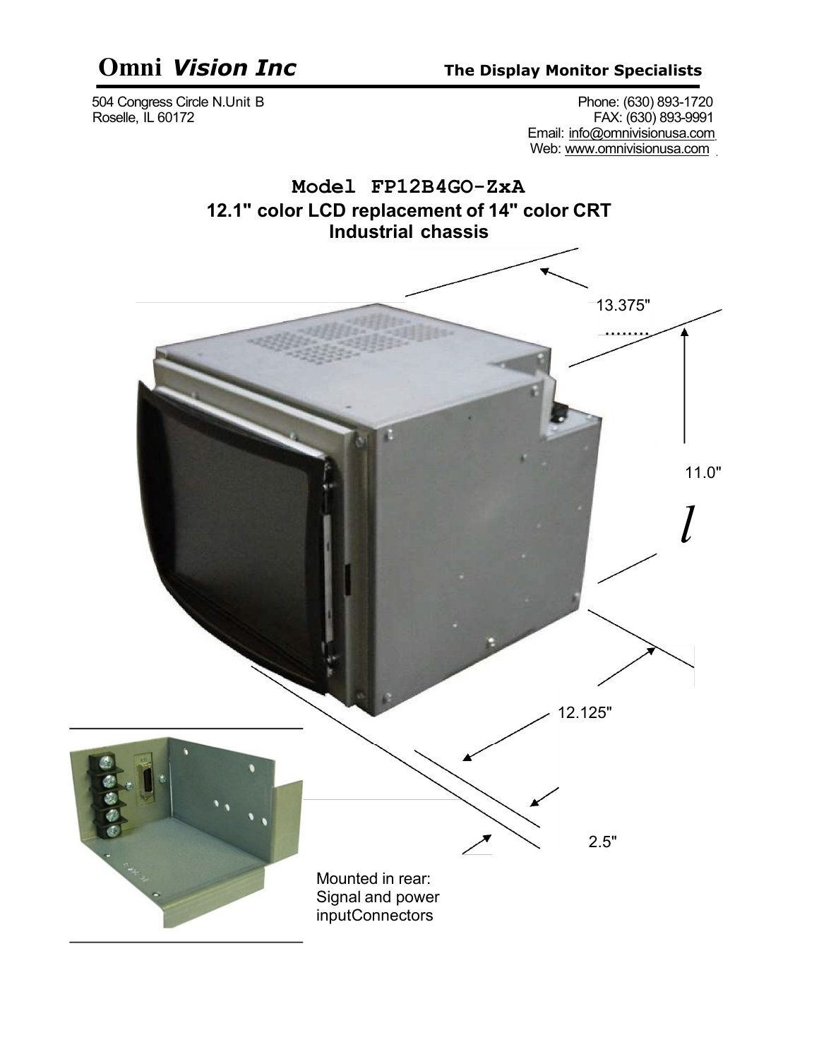# Omni *Vision Inc*

**The Display Monitor Specialists**

504 Congress Circle N.Unit B
Roselle, IL 60172

Phone: (630) 893-1720
FAX: (630) 893-9991
Email: info@omnivisionusa.com
Web: www.omnivisionusa.com

## Model FP12B4GO-ZxA

## 12.1" color LCD replacement of 14" color CRT Industrial chassis

13.375"

11.0"

12.125"

2.5"

Mounted in rear:
Signal and power
inputConnectors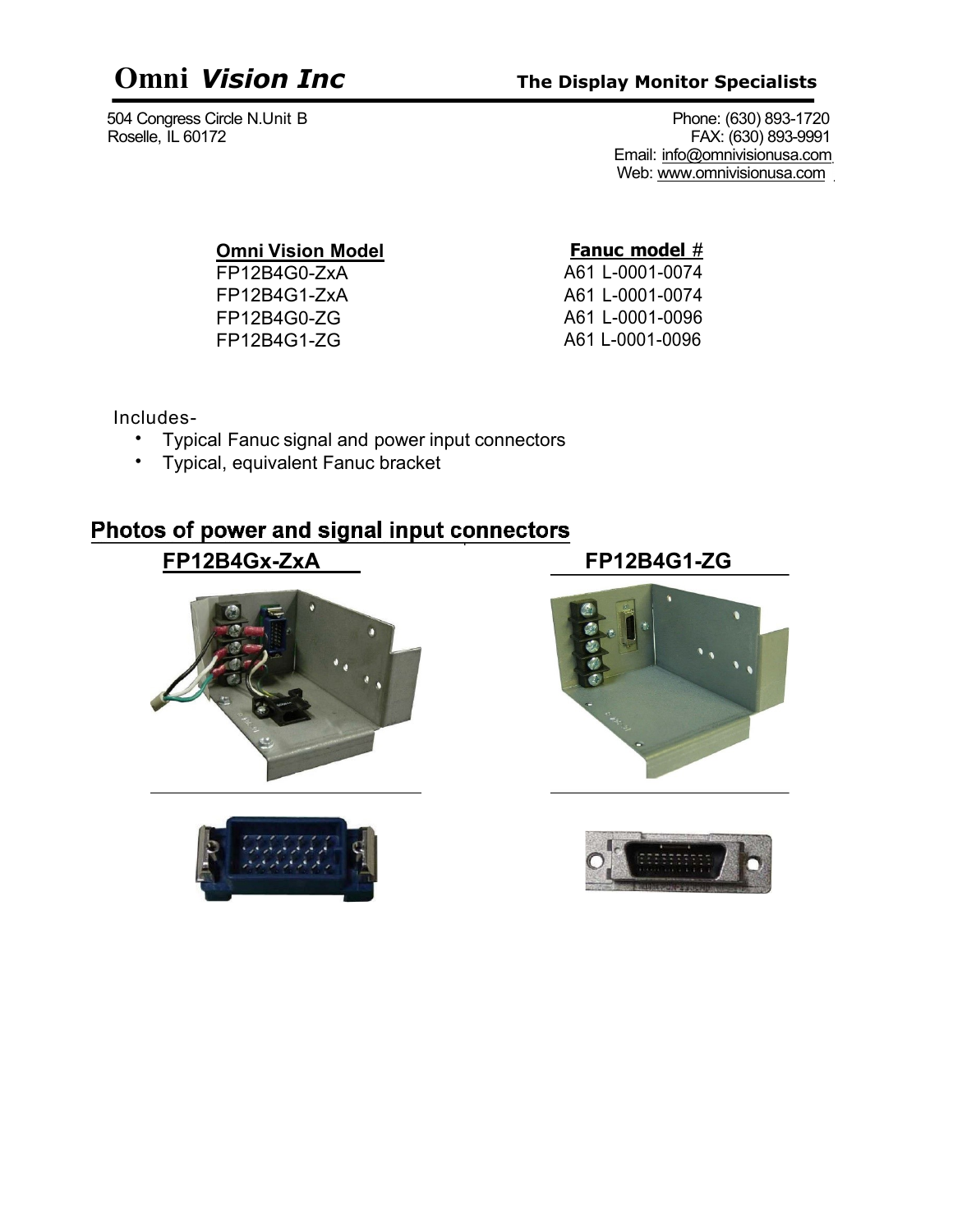# Omni *Vision Inc*

**The Display Monitor Specialists**

504 Congress Circle N.Unit B
Roselle, IL 60172

Phone: (630) 893-1720
FAX: (630) 893-9991
Email: info@omnivisionusa.com
Web: www.omnivisionusa.com

| **Omni Vision Model** | **Fanuc model #** |
|---|---|
| FP12B4G0-ZxA | A61 L-0001-0074 |
| FP12B4G1-ZxA | A61 L-0001-0074 |
| FP12B4G0-ZG | A61 L-0001-0096 |
| FP12B4G1-ZG | A61 L-0001-0096 |

Includes-

- Typical Fanuc signal and power input connectors
- Typical, equivalent Fanuc bracket

## Photos of power and signal input connectors

**FP12B4Gx-ZxA**

**FP12B4G1-ZG**